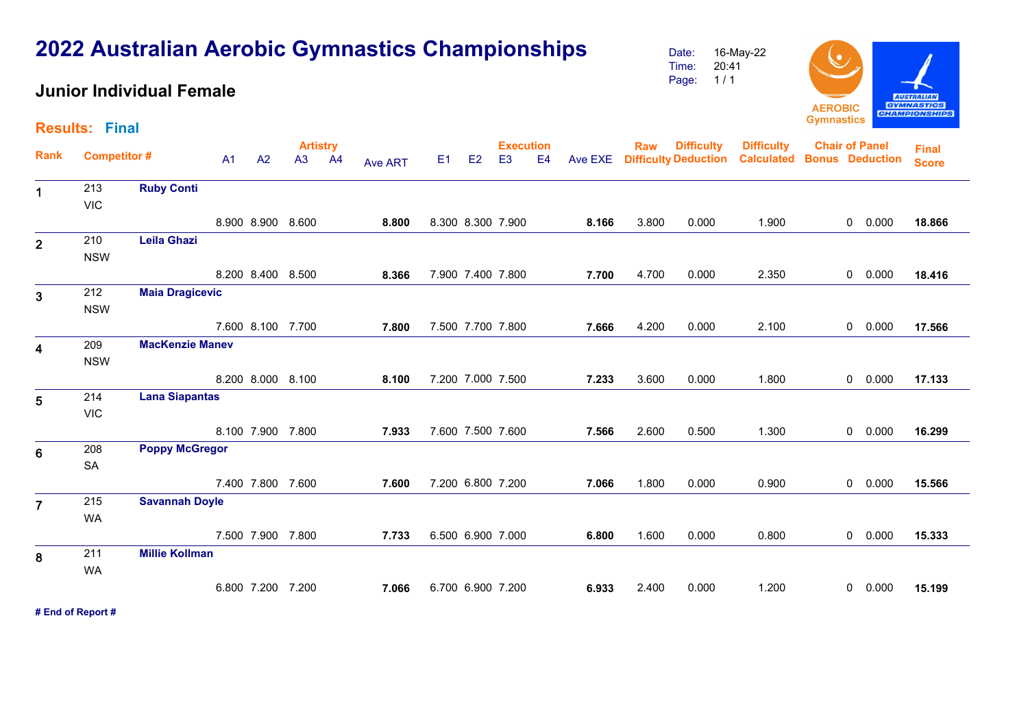# 2022 Australian Aerobic Gymnastics Championships

## Junior Individual Female

Date: 16-May-22
Time: 20:41

**Results: Final**

| Rank | Competitor # | | A1 | A2 | A3 | A4 | Ave ART | E1 | E2 | E3 | E4 | Ave EXE | Raw Difficulty | Difficulty Deduction | Difficulty Calculated | Chair of Panel Bonus | Chair of Panel Deduction | Final Score |
|---|---|---|---|---|---|---|---|---|---|---|---|---|---|---|---|---|---|---|
| 1 | 213 VIC | **Ruby Conti** | 8.900 | 8.900 | 8.600 | | **8.800** | 8.300 | 8.300 | 7.900 | | **8.166** | 3.800 | 0.000 | 1.900 | 0 | 0.000 | **18.866** |
| 2 | 210 NSW | **Leila Ghazi** | 8.200 | 8.400 | 8.500 | | **8.366** | 7.900 | 7.400 | 7.800 | | **7.700** | 4.700 | 0.000 | 2.350 | 0 | 0.000 | **18.416** |
| 3 | 212 NSW | **Maia Dragicevic** | 7.600 | 8.100 | 7.700 | | **7.800** | 7.500 | 7.700 | 7.800 | | **7.666** | 4.200 | 0.000 | 2.100 | 0 | 0.000 | **17.566** |
| 4 | 209 NSW | **MacKenzie Manev** | 8.200 | 8.000 | 8.100 | | **8.100** | 7.200 | 7.000 | 7.500 | | **7.233** | 3.600 | 0.000 | 1.800 | 0 | 0.000 | **17.133** |
| 5 | 214 VIC | **Lana Siapantas** | 8.100 | 7.900 | 7.800 | | **7.933** | 7.600 | 7.500 | 7.600 | | **7.566** | 2.600 | 0.500 | 1.300 | 0 | 0.000 | **16.299** |
| 6 | 208 SA | **Poppy McGregor** | 7.400 | 7.800 | 7.600 | | **7.600** | 7.200 | 6.800 | 7.200 | | **7.066** | 1.800 | 0.000 | 0.900 | 0 | 0.000 | **15.566** |
| 7 | 215 WA | **Savannah Doyle** | 7.500 | 7.900 | 7.800 | | **7.733** | 6.500 | 6.900 | 7.000 | | **6.800** | 1.600 | 0.000 | 0.800 | 0 | 0.000 | **15.333** |
| 8 | 211 WA | **Millie Kollman** | 6.800 | 7.200 | 7.200 | | **7.066** | 6.700 | 6.900 | 7.200 | | **6.933** | 2.400 | 0.000 | 1.200 | 0 | 0.000 | **15.199** |

**# End of Report #**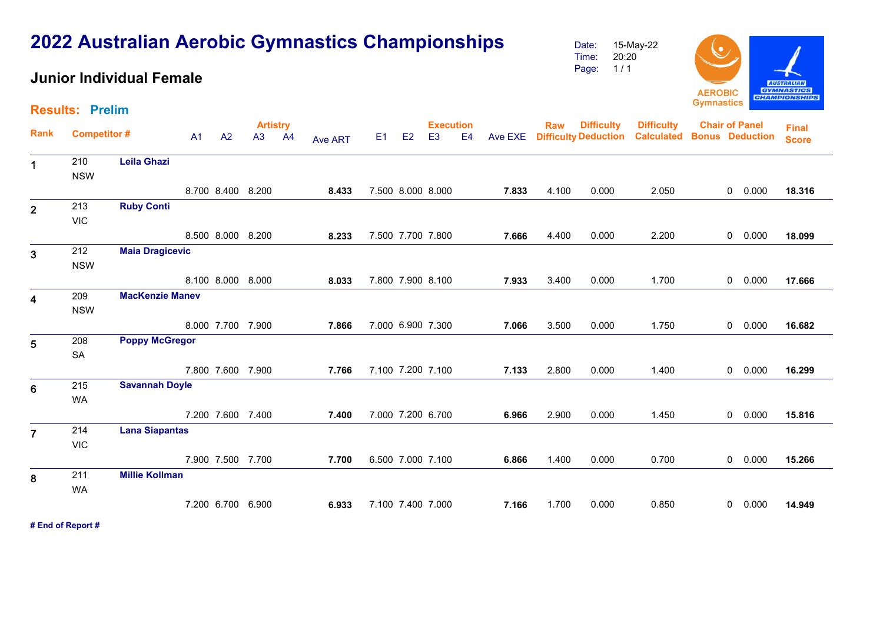# 2022 Australian Aerobic Gymnastics Championships

## Junior Individual Female

Date: 15-May-22
Time: 20:20
Page: 1 / 1

AEROBIC Gymnastics

AUSTRALIAN GYMNASTICS CHAMPIONSHIPS

### Results: Prelim

| Rank | Competitor # | | Artistry A1 | A2 | A3 | A4 | Ave ART | Execution E1 | E2 | E3 | E4 | Ave EXE | Raw Difficulty | Difficulty Deduction | Difficulty Calculated | Chair of Panel Bonus | Deduction | Final Score |
|---|---|---|---|---|---|---|---|---|---|---|---|---|---|---|---|---|---|---|
| 1 | 210 NSW | Leila Ghazi | 8.700 | 8.400 | 8.200 | | 8.433 | 7.500 | 8.000 | 8.000 | | 7.833 | 4.100 | 0.000 | 2.050 | 0 | 0.000 | 18.316 |
| 2 | 213 VIC | Ruby Conti | 8.500 | 8.000 | 8.200 | | 8.233 | 7.500 | 7.700 | 7.800 | | 7.666 | 4.400 | 0.000 | 2.200 | 0 | 0.000 | 18.099 |
| 3 | 212 NSW | Maia Dragicevic | 8.100 | 8.000 | 8.000 | | 8.033 | 7.800 | 7.900 | 8.100 | | 7.933 | 3.400 | 0.000 | 1.700 | 0 | 0.000 | 17.666 |
| 4 | 209 NSW | MacKenzie Manev | 8.000 | 7.700 | 7.900 | | 7.866 | 7.000 | 6.900 | 7.300 | | 7.066 | 3.500 | 0.000 | 1.750 | 0 | 0.000 | 16.682 |
| 5 | 208 SA | Poppy McGregor | 7.800 | 7.600 | 7.900 | | 7.766 | 7.100 | 7.200 | 7.100 | | 7.133 | 2.800 | 0.000 | 1.400 | 0 | 0.000 | 16.299 |
| 6 | 215 WA | Savannah Doyle | 7.200 | 7.600 | 7.400 | | 7.400 | 7.000 | 7.200 | 6.700 | | 6.966 | 2.900 | 0.000 | 1.450 | 0 | 0.000 | 15.816 |
| 7 | 214 VIC | Lana Siapantas | 7.900 | 7.500 | 7.700 | | 7.700 | 6.500 | 7.000 | 7.100 | | 6.866 | 1.400 | 0.000 | 0.700 | 0 | 0.000 | 15.266 |
| 8 | 211 WA | Millie Kollman | 7.200 | 6.700 | 6.900 | | 6.933 | 7.100 | 7.400 | 7.000 | | 7.166 | 1.700 | 0.000 | 0.850 | 0 | 0.000 | 14.949 |

**# End of Report #**